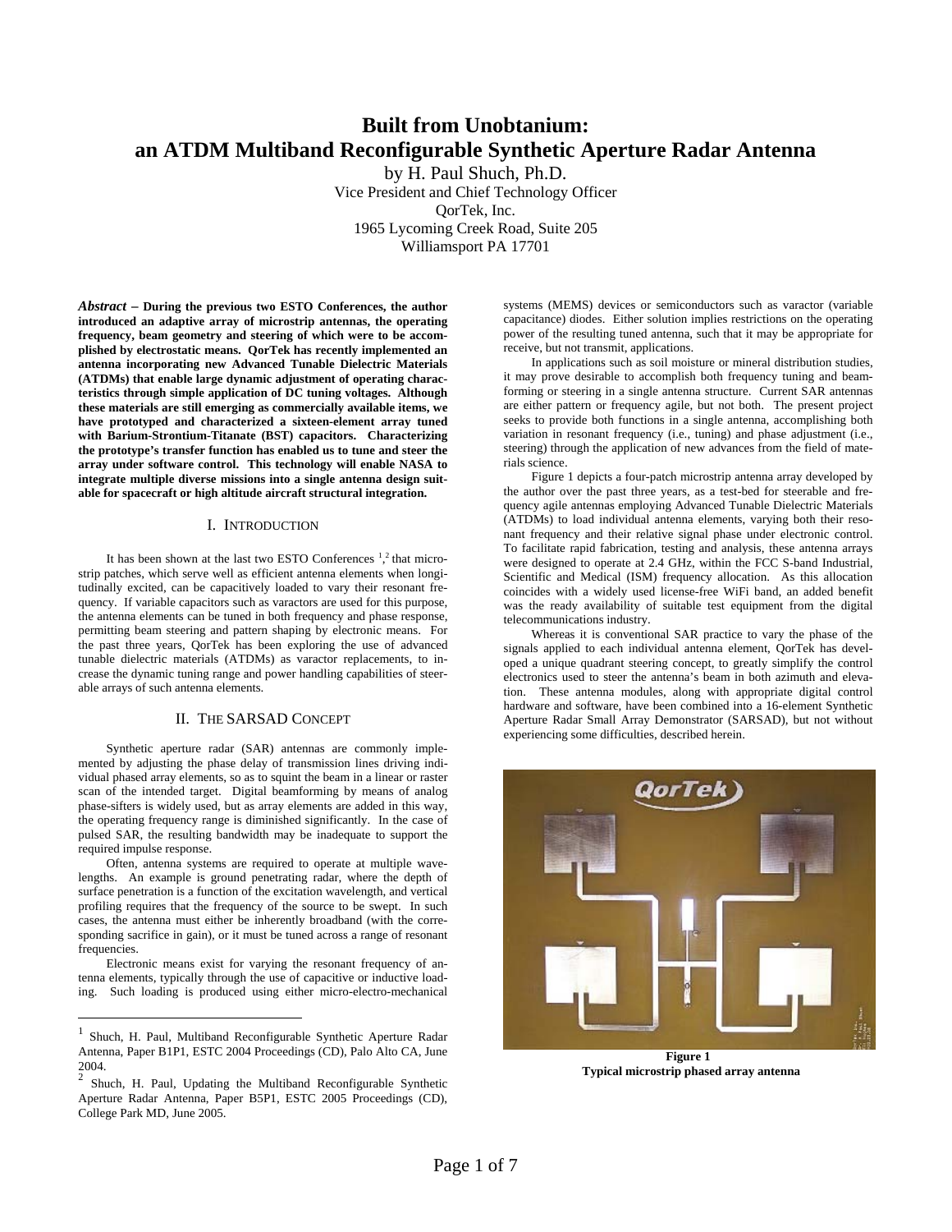# Built from Unobtanium: an ATDM Multiband Reconfigurable Synthetic Aperture Radar Antenna

by H. Paul Shuch, Ph.D.
Vice President and Chief Technology Officer
QorTek, Inc.
1965 Lycoming Creek Road, Suite 205
Williamsport PA 17701

***Abstract* – During the previous two ESTO Conferences, the author introduced an adaptive array of microstrip antennas, the operating frequency, beam geometry and steering of which were to be accomplished by electrostatic means. QorTek has recently implemented an antenna incorporating new Advanced Tunable Dielectric Materials (ATDMs) that enable large dynamic adjustment of operating characteristics through simple application of DC tuning voltages. Although these materials are still emerging as commercially available items, we have prototyped and characterized a sixteen-element array tuned with Barium-Strontium-Titanate (BST) capacitors. Characterizing the prototype's transfer function has enabled us to tune and steer the array under software control. This technology will enable NASA to integrate multiple diverse missions into a single antenna design suitable for spacecraft or high altitude aircraft structural integration.**

## I. Introduction

It has been shown at the last two ESTO Conferences [1,2] that microstrip patches, which serve well as efficient antenna elements when longitudinally excited, can be capacitively loaded to vary their resonant frequency. If variable capacitors such as varactors are used for this purpose, the antenna elements can be tuned in both frequency and phase response, permitting beam steering and pattern shaping by electronic means. For the past three years, QorTek has been exploring the use of advanced tunable dielectric materials (ATDMs) as varactor replacements, to increase the dynamic tuning range and power handling capabilities of steerable arrays of such antenna elements.

## II. The SARSAD Concept

Synthetic aperture radar (SAR) antennas are commonly implemented by adjusting the phase delay of transmission lines driving individual phased array elements, so as to squint the beam in a linear or raster scan of the intended target. Digital beamforming by means of analog phase-sifters is widely used, but as array elements are added in this way, the operating frequency range is diminished significantly. In the case of pulsed SAR, the resulting bandwidth may be inadequate to support the required impulse response.

Often, antenna systems are required to operate at multiple wavelengths. An example is ground penetrating radar, where the depth of surface penetration is a function of the excitation wavelength, and vertical profiling requires that the frequency of the source to be swept. In such cases, the antenna must either be inherently broadband (with the corresponding sacrifice in gain), or it must be tuned across a range of resonant frequencies.

Electronic means exist for varying the resonant frequency of antenna elements, typically through the use of capacitive or inductive loading. Such loading is produced using either micro-electro-mechanical systems (MEMS) devices or semiconductors such as varactor (variable capacitance) diodes. Either solution implies restrictions on the operating power of the resulting tuned antenna, such that it may be appropriate for receive, but not transmit, applications.

In applications such as soil moisture or mineral distribution studies, it may prove desirable to accomplish both frequency tuning and beamforming or steering in a single antenna structure. Current SAR antennas are either pattern or frequency agile, but not both. The present project seeks to provide both functions in a single antenna, accomplishing both variation in resonant frequency (i.e., tuning) and phase adjustment (i.e., steering) through the application of new advances from the field of materials science.

Figure 1 depicts a four-patch microstrip antenna array developed by the author over the past three years, as a test-bed for steerable and frequency agile antennas employing Advanced Tunable Dielectric Materials (ATDMs) to load individual antenna elements, varying both their resonant frequency and their relative signal phase under electronic control. To facilitate rapid fabrication, testing and analysis, these antenna arrays were designed to operate at 2.4 GHz, within the FCC S-band Industrial, Scientific and Medical (ISM) frequency allocation. As this allocation coincides with a widely used license-free WiFi band, an added benefit was the ready availability of suitable test equipment from the digital telecommunications industry.

Whereas it is conventional SAR practice to vary the phase of the signals applied to each individual antenna element, QorTek has developed a unique quadrant steering concept, to greatly simplify the control electronics used to steer the antenna's beam in both azimuth and elevation. These antenna modules, along with appropriate digital control hardware and software, have been combined into a 16-element Synthetic Aperture Radar Small Array Demonstrator (SARSAD), but not without experiencing some difficulties, described herein.

**Figure 1**
**Typical microstrip phased array antenna**

---

[1] Shuch, H. Paul, Multiband Reconfigurable Synthetic Aperture Radar Antenna, Paper B1P1, ESTC 2004 Proceedings (CD), Palo Alto CA, June 2004.

[2] Shuch, H. Paul, Updating the Multiband Reconfigurable Synthetic Aperture Radar Antenna, Paper B5P1, ESTC 2005 Proceedings (CD), College Park MD, June 2005.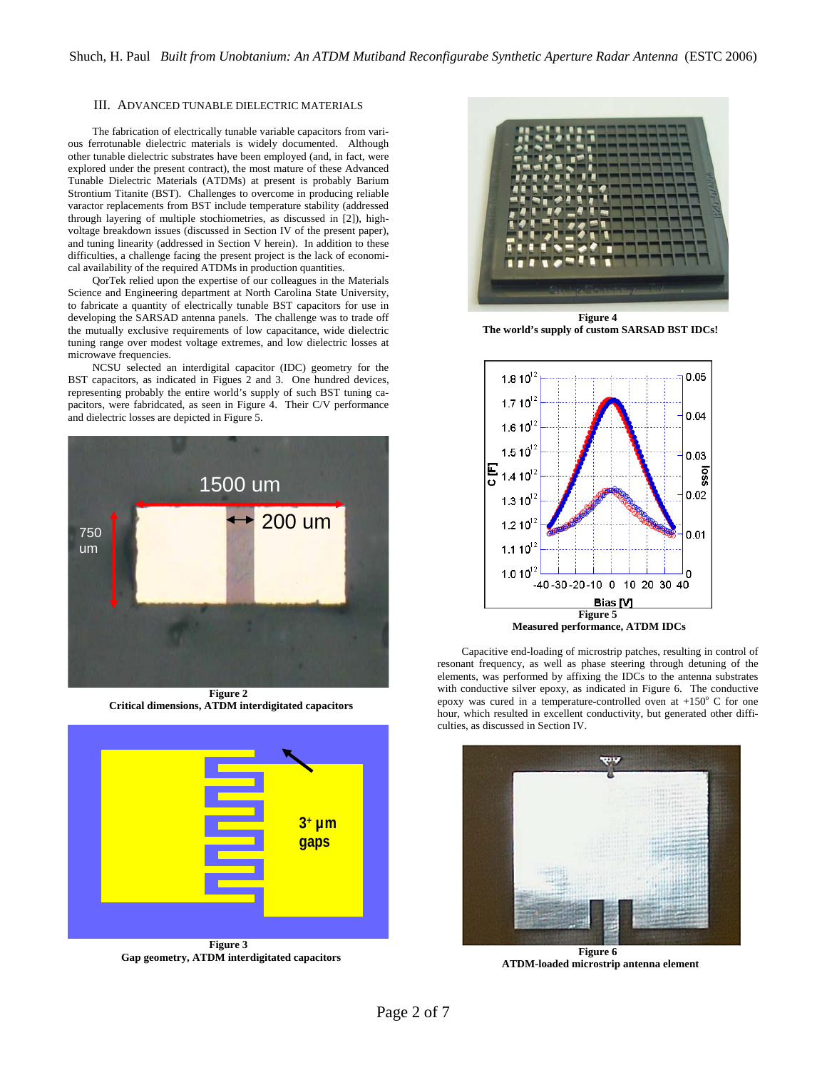## III. Advanced Tunable Dielectric Materials

The fabrication of electrically tunable variable capacitors from various ferrotunable dielectric materials is widely documented. Although other tunable dielectric substrates have been employed (and, in fact, were explored under the present contract), the most mature of these Advanced Tunable Dielectric Materials (ATDMs) at present is probably Barium Strontium Titanite (BST). Challenges to overcome in producing reliable varactor replacements from BST include temperature stability (addressed through layering of multiple stochiometries, as discussed in [2]), high-voltage breakdown issues (discussed in Section IV of the present paper), and tuning linearity (addressed in Section V herein). In addition to these difficulties, a challenge facing the present project is the lack of economical availability of the required ATDMs in production quantities.

QorTek relied upon the expertise of our colleagues in the Materials Science and Engineering department at North Carolina State University, to fabricate a quantity of electrically tunable BST capacitors for use in developing the SARSAD antenna panels. The challenge was to trade off the mutually exclusive requirements of low capacitance, wide dielectric tuning range over modest voltage extremes, and low dielectric losses at microwave frequencies.

NCSU selected an interdigital capacitor (IDC) geometry for the BST capacitors, as indicated in Figues 2 and 3. One hundred devices, representing probably the entire world's supply of such BST tuning capacitors, were fabridcated, as seen in Figure 4. Their C/V performance and dielectric losses are depicted in Figure 5.

**Figure 2**
**Critical dimensions, ATDM interdigitated capacitors**

**Figure 3**
**Gap geometry, ATDM interdigitated capacitors**

**Figure 4**
**The world's supply of custom SARSAD BST IDCs!**

**Figure 5**
**Measured performance, ATDM IDCs**

Capacitive end-loading of microstrip patches, resulting in control of resonant frequency, as well as phase steering through detuning of the elements, was performed by affixing the IDCs to the antenna substrates with conductive silver epoxy, as indicated in Figure 6. The conductive epoxy was cured in a temperature-controlled oven at +150° C for one hour, which resulted in excellent conductivity, but generated other difficulties, as discussed in Section IV.

**Figure 6**
**ATDM-loaded microstrip antenna element**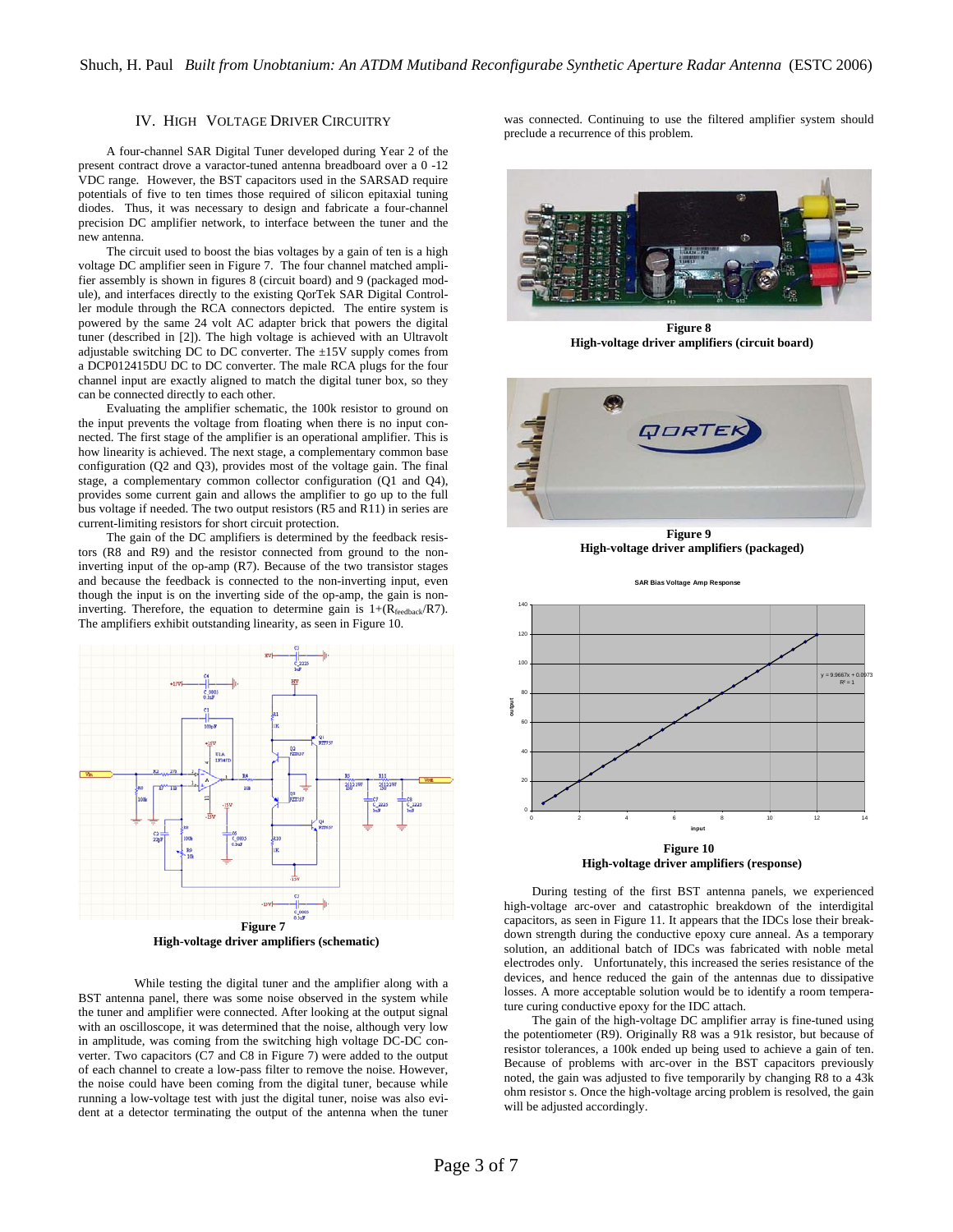## IV. High Voltage Driver Circuitry

A four-channel SAR Digital Tuner developed during Year 2 of the present contract drove a varactor-tuned antenna breadboard over a 0 -12 VDC range. However, the BST capacitors used in the SARSAD require potentials of five to ten times those required of silicon epitaxial tuning diodes. Thus, it was necessary to design and fabricate a four-channel precision DC amplifier network, to interface between the tuner and the new antenna.

The circuit used to boost the bias voltages by a gain of ten is a high voltage DC amplifier seen in Figure 7. The four channel matched amplifier assembly is shown in figures 8 (circuit board) and 9 (packaged module), and interfaces directly to the existing QorTek SAR Digital Controller module through the RCA connectors depicted. The entire system is powered by the same 24 volt AC adapter brick that powers the digital tuner (described in [2]). The high voltage is achieved with an Ultravolt adjustable switching DC to DC converter. The ±15V supply comes from a DCP012415DU DC to DC converter. The male RCA plugs for the four channel input are exactly aligned to match the digital tuner box, so they can be connected directly to each other.

Evaluating the amplifier schematic, the 100k resistor to ground on the input prevents the voltage from floating when there is no input connected. The first stage of the amplifier is an operational amplifier. This is how linearity is achieved. The next stage, a complementary common base configuration (Q2 and Q3), provides most of the voltage gain. The final stage, a complementary common collector configuration (Q1 and Q4), provides some current gain and allows the amplifier to go up to the full bus voltage if needed. The two output resistors (R5 and R11) in series are current-limiting resistors for short circuit protection.

The gain of the DC amplifiers is determined by the feedback resistors (R8 and R9) and the resistor connected from ground to the non-inverting input of the op-amp (R7). Because of the two transistor stages and because the feedback is connected to the non-inverting input, even though the input is on the inverting side of the op-amp, the gain is non-inverting. Therefore, the equation to determine gain is $1+(R_{feedback}/R7)$. The amplifiers exhibit outstanding linearity, as seen in Figure 10.

**Figure 7**
**High-voltage driver amplifiers (schematic)**

While testing the digital tuner and the amplifier along with a BST antenna panel, there was some noise observed in the system while the tuner and amplifier were connected. After looking at the output signal with an oscilloscope, it was determined that the noise, although very low in amplitude, was coming from the switching high voltage DC-DC converter. Two capacitors (C7 and C8 in Figure 7) were added to the output of each channel to create a low-pass filter to remove the noise. However, the noise could have been coming from the digital tuner, because while running a low-voltage test with just the digital tuner, noise was also evident at a detector terminating the output of the antenna when the tuner was connected. Continuing to use the filtered amplifier system should preclude a recurrence of this problem.

**Figure 8**
**High-voltage driver amplifiers (circuit board)**

**Figure 9**
**High-voltage driver amplifiers (packaged)**

**Figure 10**
**High-voltage driver amplifiers (response)**

During testing of the first BST antenna panels, we experienced high-voltage arc-over and catastrophic breakdown of the interdigital capacitors, as seen in Figure 11. It appears that the IDCs lose their breakdown strength during the conductive epoxy cure anneal. As a temporary solution, an additional batch of IDCs was fabricated with noble metal electrodes only. Unfortunately, this increased the series resistance of the devices, and hence reduced the gain of the antennas due to dissipative losses. A more acceptable solution would be to identify a room temperature curing conductive epoxy for the IDC attach.

The gain of the high-voltage DC amplifier array is fine-tuned using the potentiometer (R9). Originally R8 was a 91k resistor, but because of resistor tolerances, a 100k ended up being used to achieve a gain of ten. Because of problems with arc-over in the BST capacitors previously noted, the gain was adjusted to five temporarily by changing R8 to a 43k ohm resistor s. Once the high-voltage arcing problem is resolved, the gain will be adjusted accordingly.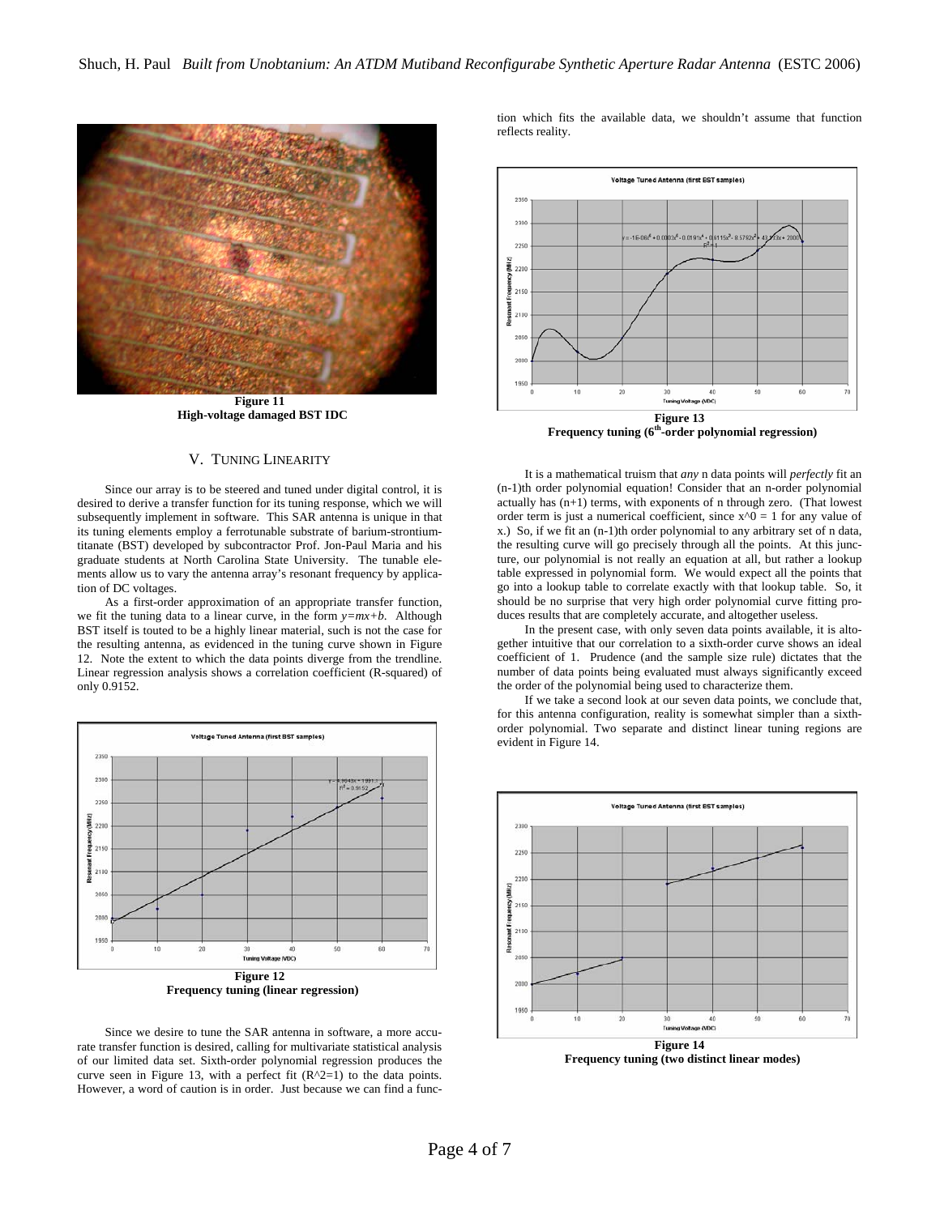**Figure 11**
**High-voltage damaged BST IDC**

## V. Tuning Linearity

Since our array is to be steered and tuned under digital control, it is desired to derive a transfer function for its tuning response, which we will subsequently implement in software. This SAR antenna is unique in that its tuning elements employ a ferrotunable substrate of barium-strontium-titanate (BST) developed by subcontractor Prof. Jon-Paul Maria and his graduate students at North Carolina State University. The tunable elements allow us to vary the antenna array's resonant frequency by application of DC voltages.

As a first-order approximation of an appropriate transfer function, we fit the tuning data to a linear curve, in the form $y=mx+b$. Although BST itself is touted to be a highly linear material, such is not the case for the resulting antenna, as evidenced in the tuning curve shown in Figure 12. Note the extent to which the data points diverge from the trendline. Linear regression analysis shows a correlation coefficient (R-squared) of only 0.9152.

**Figure 12**
**Frequency tuning (linear regression)**

Since we desire to tune the SAR antenna in software, a more accurate transfer function is desired, calling for multivariate statistical analysis of our limited data set. Sixth-order polynomial regression produces the curve seen in Figure 13, with a perfect fit ($R^2=1$) to the data points. However, a word of caution is in order. Just because we can find a function which fits the available data, we shouldn't assume that function reflects reality.

**Figure 13**
**Frequency tuning (6th-order polynomial regression)**

It is a mathematical truism that *any* n data points will *perfectly* fit an (n-1)th order polynomial equation! Consider that an n-order polynomial actually has (n+1) terms, with exponents of n through zero. (That lowest order term is just a numerical coefficient, since $x^0 = 1$ for any value of x.) So, if we fit an (n-1)th order polynomial to any arbitrary set of n data, the resulting curve will go precisely through all the points. At this juncture, our polynomial is not really an equation at all, but rather a lookup table expressed in polynomial form. We would expect all the points that go into a lookup table to correlate exactly with that lookup table. So, it should be no surprise that very high order polynomial curve fitting produces results that are completely accurate, and altogether useless.

In the present case, with only seven data points available, it is altogether intuitive that our correlation to a sixth-order curve shows an ideal coefficient of 1. Prudence (and the sample size rule) dictates that the number of data points being evaluated must always significantly exceed the order of the polynomial being used to characterize them.

If we take a second look at our seven data points, we conclude that, for this antenna configuration, reality is somewhat simpler than a sixth-order polynomial. Two separate and distinct linear tuning regions are evident in Figure 14.

**Figure 14**
**Frequency tuning (two distinct linear modes)**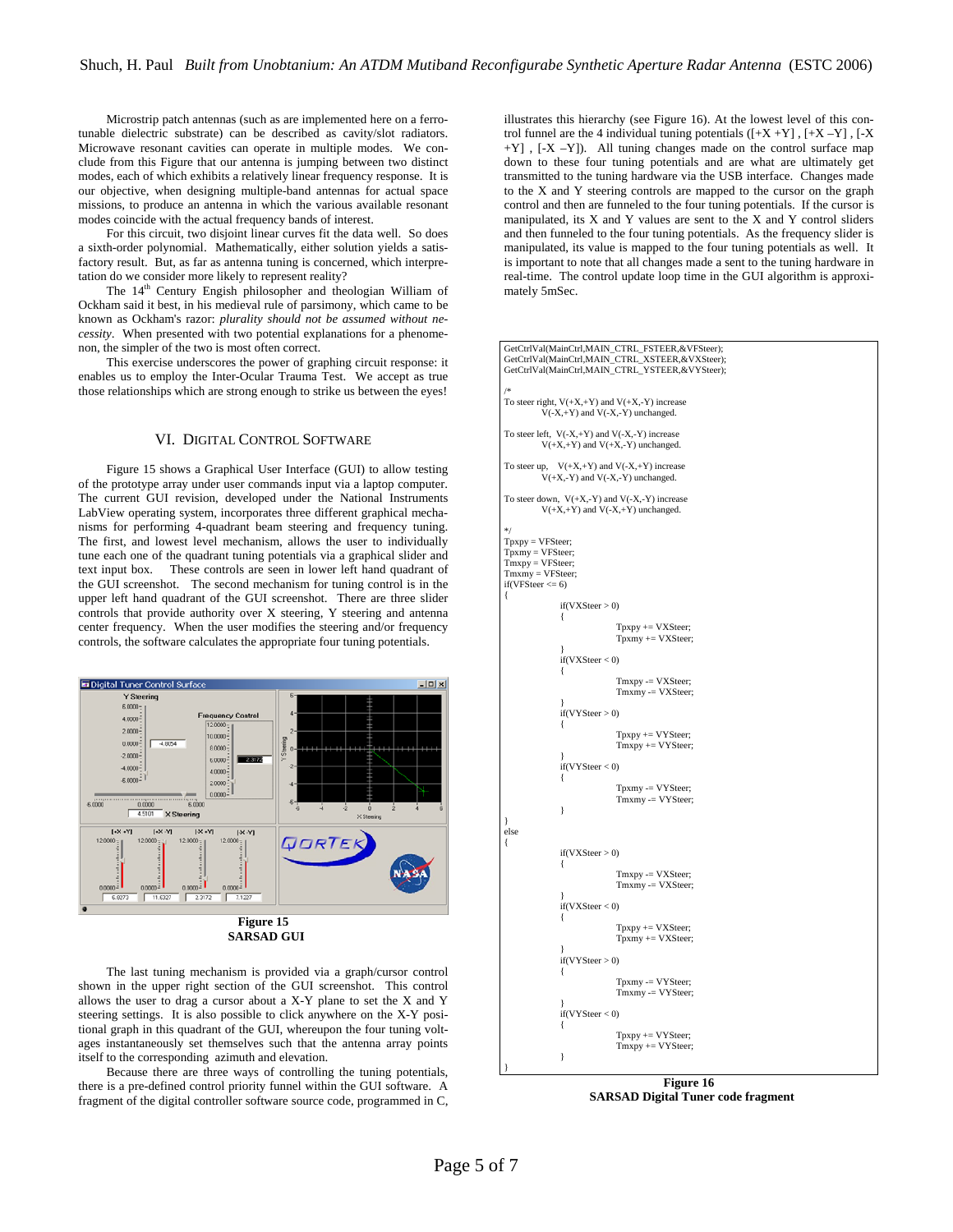Microstrip patch antennas (such as are implemented here on a ferro-tunable dielectric substrate) can be described as cavity/slot radiators. Microwave resonant cavities can operate in multiple modes. We conclude from this Figure that our antenna is jumping between two distinct modes, each of which exhibits a relatively linear frequency response. It is our objective, when designing multiple-band antennas for actual space missions, to produce an antenna in which the various available resonant modes coincide with the actual frequency bands of interest.

For this circuit, two disjoint linear curves fit the data well. So does a sixth-order polynomial. Mathematically, either solution yields a satisfactory result. But, as far as antenna tuning is concerned, which interpretation do we consider more likely to represent reality?

The 14th Century English philosopher and theologian William of Ockham said it best, in his medieval rule of parsimony, which came to be known as Ockham's razor: *plurality should not be assumed without necessity*. When presented with two potential explanations for a phenomenon, the simpler of the two is most often correct.

This exercise underscores the power of graphing circuit response: it enables us to employ the Inter-Ocular Trauma Test. We accept as true those relationships which are strong enough to strike us between the eyes!

## VI. Digital Control Software

Figure 15 shows a Graphical User Interface (GUI) to allow testing of the prototype array under user commands input via a laptop computer. The current GUI revision, developed under the National Instruments LabView operating system, incorporates three different graphical mechanisms for performing 4-quadrant beam steering and frequency tuning. The first, and lowest level mechanism, allows the user to individually tune each one of the quadrant tuning potentials via a graphical slider and text input box. These controls are seen in lower left hand quadrant of the GUI screenshot. The second mechanism for tuning control is in the upper left hand quadrant of the GUI screenshot. There are three slider controls that provide authority over X steering, Y steering and antenna center frequency. When the user modifies the steering and/or frequency controls, the software calculates the appropriate four tuning potentials.

**Figure 15**
**SARSAD GUI**

The last tuning mechanism is provided via a graph/cursor control shown in the upper right section of the GUI screenshot. This control allows the user to drag a cursor about a X-Y plane to set the X and Y steering settings. It is also possible to click anywhere on the X-Y positional graph in this quadrant of the GUI, whereupon the four tuning voltages instantaneously set themselves such that the antenna array points itself to the corresponding azimuth and elevation.

Because there are three ways of controlling the tuning potentials, there is a pre-defined control priority funnel within the GUI software. A fragment of the digital controller software source code, programmed in C, illustrates this hierarchy (see Figure 16). At the lowest level of this control funnel are the 4 individual tuning potentials ([+X +Y] , [+X –Y] , [-X +Y] , [-X –Y]). All tuning changes made on the control surface map down to these four tuning potentials and are what are ultimately get transmitted to the tuning hardware via the USB interface. Changes made to the X and Y steering controls are mapped to the cursor on the graph control and then are funneled to the four tuning potentials. If the cursor is manipulated, its X and Y values are sent to the X and Y control sliders and then funneled to the four tuning potentials. As the frequency slider is manipulated, its value is mapped to the four tuning potentials as well. It is important to note that all changes made a sent to the tuning hardware in real-time. The control update loop time in the GUI algorithm is approximately 5mSec.

```
GetCtrlVal(MainCtrl,MAIN_CTRL_FSTEER,&VFSteer);
GetCtrlVal(MainCtrl,MAIN_CTRL_XSTEER,&VXSteer);
GetCtrlVal(MainCtrl,MAIN_CTRL_YSTEER,&VYSteer);

/*
To steer right, V(+X,+Y) and V(+X,-Y) increase
        V(-X,+Y) and V(-X,-Y) unchanged.

To steer left,  V(-X,+Y) and V(-X,-Y) increase
        V(+X,+Y) and V(+X,-Y) unchanged.

To steer up,    V(+X,+Y) and V(-X,+Y) increase
        V(+X,-Y) and V(-X,-Y) unchanged.

To steer down,  V(+X,-Y) and V(-X,-Y) increase
        V(+X,+Y) and V(-X,+Y) unchanged.

*/
Tpxpy = VFSteer;
Tpxmy = VFSteer;
Tmxpy = VFSteer;
Tmxmy = VFSteer;
if(VFSteer <= 6)
{
        if(VXSteer > 0)
        {
                Tpxpy += VXSteer;
                Tpxmy += VXSteer;
        }
        if(VXSteer < 0)
        {
                Tmxpy -= VXSteer;
                Tmxmy -= VXSteer;
        }
        if(VYSteer > 0)
        {
                Tpxpy += VYSteer;
                Tmxpy += VYSteer;
        }
        if(VYSteer < 0)
        {
                Tpxmy -= VYSteer;
                Tmxmy -= VYSteer;
        }
}
else
{
        if(VXSteer > 0)
        {
                Tmxpy -= VXSteer;
                Tmxmy -= VXSteer;
        }
        if(VXSteer < 0)
        {
                Tpxpy += VXSteer;
                Tpxmy += VXSteer;
        }
        if(VYSteer > 0)
        {
                Tpxmy -= VYSteer;
                Tmxmy -= VYSteer;
        }
        if(VYSteer < 0)
        {
                Tpxpy += VYSteer;
                Tmxpy += VYSteer;
        }
}
```

**Figure 16**
**SARSAD Digital Tuner code fragment**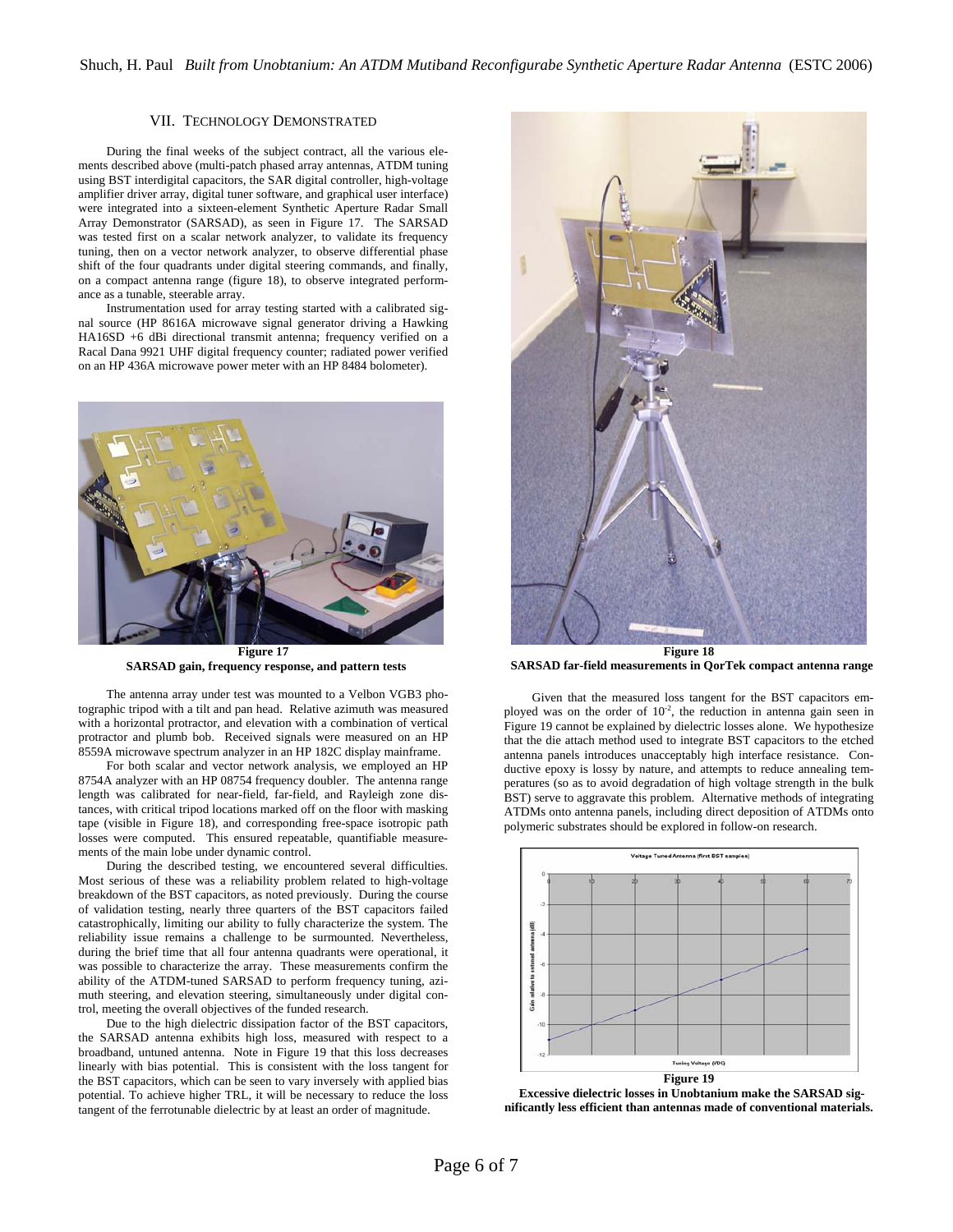## VII. Technology Demonstrated

During the final weeks of the subject contract, all the various elements described above (multi-patch phased array antennas, ATDM tuning using BST interdigital capacitors, the SAR digital controller, high-voltage amplifier driver array, digital tuner software, and graphical user interface) were integrated into a sixteen-element Synthetic Aperture Radar Small Array Demonstrator (SARSAD), as seen in Figure 17. The SARSAD was tested first on a scalar network analyzer, to validate its frequency tuning, then on a vector network analyzer, to observe differential phase shift of the four quadrants under digital steering commands, and finally, on a compact antenna range (figure 18), to observe integrated performance as a tunable, steerable array.

Instrumentation used for array testing started with a calibrated signal source (HP 8616A microwave signal generator driving a Hawking HA16SD +6 dBi directional transmit antenna; frequency verified on a Racal Dana 9921 UHF digital frequency counter; radiated power verified on an HP 436A microwave power meter with an HP 8484 bolometer).

**Figure 17**
**SARSAD gain, frequency response, and pattern tests**

The antenna array under test was mounted to a Velbon VGB3 photographic tripod with a tilt and pan head. Relative azimuth was measured with a horizontal protractor, and elevation with a combination of vertical protractor and plumb bob. Received signals were measured on an HP 8559A microwave spectrum analyzer in an HP 182C display mainframe.

For both scalar and vector network analysis, we employed an HP 8754A analyzer with an HP 08754 frequency doubler. The antenna range length was calibrated for near-field, far-field, and Rayleigh zone distances, with critical tripod locations marked off on the floor with masking tape (visible in Figure 18), and corresponding free-space isotropic path losses were computed. This ensured repeatable, quantifiable measurements of the main lobe under dynamic control.

During the described testing, we encountered several difficulties. Most serious of these was a reliability problem related to high-voltage breakdown of the BST capacitors, as noted previously. During the course of validation testing, nearly three quarters of the BST capacitors failed catastrophically, limiting our ability to fully characterize the system. The reliability issue remains a challenge to be surmounted. Nevertheless, during the brief time that all four antenna quadrants were operational, it was possible to characterize the array. These measurements confirm the ability of the ATDM-tuned SARSAD to perform frequency tuning, azimuth steering, and elevation steering, simultaneously under digital control, meeting the overall objectives of the funded research.

Due to the high dielectric dissipation factor of the BST capacitors, the SARSAD antenna exhibits high loss, measured with respect to a broadband, untuned antenna. Note in Figure 19 that this loss decreases linearly with bias potential. This is consistent with the loss tangent for the BST capacitors, which can be seen to vary inversely with applied bias potential. To achieve higher TRL, it will be necessary to reduce the loss tangent of the ferrotunable dielectric by at least an order of magnitude.

**Figure 18**
**SARSAD far-field measurements in QorTek compact antenna range**

Given that the measured loss tangent for the BST capacitors employed was on the order of $10^{-2}$, the reduction in antenna gain seen in Figure 19 cannot be explained by dielectric losses alone. We hypothesize that the die attach method used to integrate BST capacitors to the etched antenna panels introduces unacceptably high interface resistance. Conductive epoxy is lossy by nature, and attempts to reduce annealing temperatures (so as to avoid degradation of high voltage strength in the bulk BST) serve to aggravate this problem. Alternative methods of integrating ATDMs onto antenna panels, including direct deposition of ATDMs onto polymeric substrates should be explored in follow-on research.

**Figure 19**
**Excessive dielectric losses in Unobtanium make the SARSAD significantly less efficient than antennas made of conventional materials.**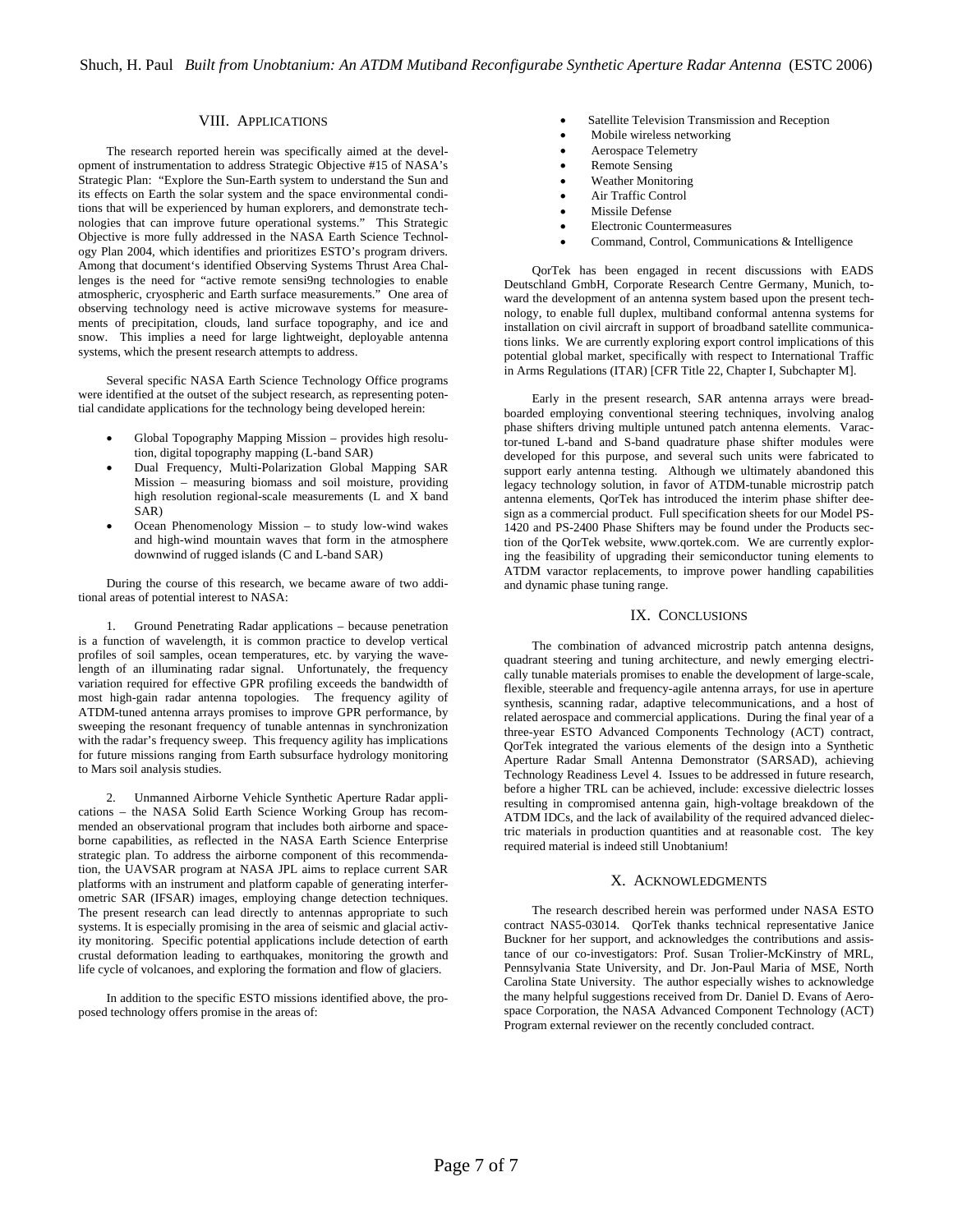## VIII. Applications

The research reported herein was specifically aimed at the development of instrumentation to address Strategic Objective #15 of NASA's Strategic Plan: "Explore the Sun-Earth system to understand the Sun and its effects on Earth the solar system and the space environmental conditions that will be experienced by human explorers, and demonstrate technologies that can improve future operational systems." This Strategic Objective is more fully addressed in the NASA Earth Science Technology Plan 2004, which identifies and prioritizes ESTO's program drivers. Among that document's identified Observing Systems Thrust Area Challenges is the need for "active remote sensi9ng technologies to enable atmospheric, cryospheric and Earth surface measurements." One area of observing technology need is active microwave systems for measurements of precipitation, clouds, land surface topography, and ice and snow. This implies a need for large lightweight, deployable antenna systems, which the present research attempts to address.

Several specific NASA Earth Science Technology Office programs were identified at the outset of the subject research, as representing potential candidate applications for the technology being developed herein:

- Global Topography Mapping Mission – provides high resolution, digital topography mapping (L-band SAR)
- Dual Frequency, Multi-Polarization Global Mapping SAR Mission – measuring biomass and soil moisture, providing high resolution regional-scale measurements (L and X band SAR)
- Ocean Phenomenology Mission – to study low-wind wakes and high-wind mountain waves that form in the atmosphere downwind of rugged islands (C and L-band SAR)

During the course of this research, we became aware of two additional areas of potential interest to NASA:

1. Ground Penetrating Radar applications – because penetration is a function of wavelength, it is common practice to develop vertical profiles of soil samples, ocean temperatures, etc. by varying the wavelength of an illuminating radar signal. Unfortunately, the frequency variation required for effective GPR profiling exceeds the bandwidth of most high-gain radar antenna topologies. The frequency agility of ATDM-tuned antenna arrays promises to improve GPR performance, by sweeping the resonant frequency of tunable antennas in synchronization with the radar's frequency sweep. This frequency agility has implications for future missions ranging from Earth subsurface hydrology monitoring to Mars soil analysis studies.

2. Unmanned Airborne Vehicle Synthetic Aperture Radar applications – the NASA Solid Earth Science Working Group has recommended an observational program that includes both airborne and spaceborne capabilities, as reflected in the NASA Earth Science Enterprise strategic plan. To address the airborne component of this recommendation, the UAVSAR program at NASA JPL aims to replace current SAR platforms with an instrument and platform capable of generating interferometric SAR (IFSAR) images, employing change detection techniques. The present research can lead directly to antennas appropriate to such systems. It is especially promising in the area of seismic and glacial activity monitoring. Specific potential applications include detection of earth crustal deformation leading to earthquakes, monitoring the growth and life cycle of volcanoes, and exploring the formation and flow of glaciers.

In addition to the specific ESTO missions identified above, the proposed technology offers promise in the areas of:

- Satellite Television Transmission and Reception
- Mobile wireless networking
- Aerospace Telemetry
- Remote Sensing
- Weather Monitoring
- Air Traffic Control
- Missile Defense
- Electronic Countermeasures
- Command, Control, Communications & Intelligence

QorTek has been engaged in recent discussions with EADS Deutschland GmbH, Corporate Research Centre Germany, Munich, toward the development of an antenna system based upon the present technology, to enable full duplex, multiband conformal antenna systems for installation on civil aircraft in support of broadband satellite communications links. We are currently exploring export control implications of this potential global market, specifically with respect to International Traffic in Arms Regulations (ITAR) [CFR Title 22, Chapter I, Subchapter M].

Early in the present research, SAR antenna arrays were breadboarded employing conventional steering techniques, involving analog phase shifters driving multiple untuned patch antenna elements. Varactor-tuned L-band and S-band quadrature phase shifter modules were developed for this purpose, and several such units were fabricated to support early antenna testing. Although we ultimately abandoned this legacy technology solution, in favor of ATDM-tunable microstrip patch antenna elements, QorTek has introduced the interim phase shifter deesign as a commercial product. Full specification sheets for our Model PS-1420 and PS-2400 Phase Shifters may be found under the Products section of the QorTek website, www.qortek.com. We are currently exploring the feasibility of upgrading their semiconductor tuning elements to ATDM varactor replacements, to improve power handling capabilities and dynamic phase tuning range.

## IX. Conclusions

The combination of advanced microstrip patch antenna designs, quadrant steering and tuning architecture, and newly emerging electrically tunable materials promises to enable the development of large-scale, flexible, steerable and frequency-agile antenna arrays, for use in aperture synthesis, scanning radar, adaptive telecommunications, and a host of related aerospace and commercial applications. During the final year of a three-year ESTO Advanced Components Technology (ACT) contract, QorTek integrated the various elements of the design into a Synthetic Aperture Radar Small Antenna Demonstrator (SARSAD), achieving Technology Readiness Level 4. Issues to be addressed in future research, before a higher TRL can be achieved, include: excessive dielectric losses resulting in compromised antenna gain, high-voltage breakdown of the ATDM IDCs, and the lack of availability of the required advanced dielectric materials in production quantities and at reasonable cost. The key required material is indeed still Unobtanium!

## X. Acknowledgments

The research described herein was performed under NASA ESTO contract NAS5-03014. QorTek thanks technical representative Janice Buckner for her support, and acknowledges the contributions and assistance of our co-investigators: Prof. Susan Trolier-McKinstry of MRL, Pennsylvania State University, and Dr. Jon-Paul Maria of MSE, North Carolina State University. The author especially wishes to acknowledge the many helpful suggestions received from Dr. Daniel D. Evans of Aerospace Corporation, the NASA Advanced Component Technology (ACT) Program external reviewer on the recently concluded contract.